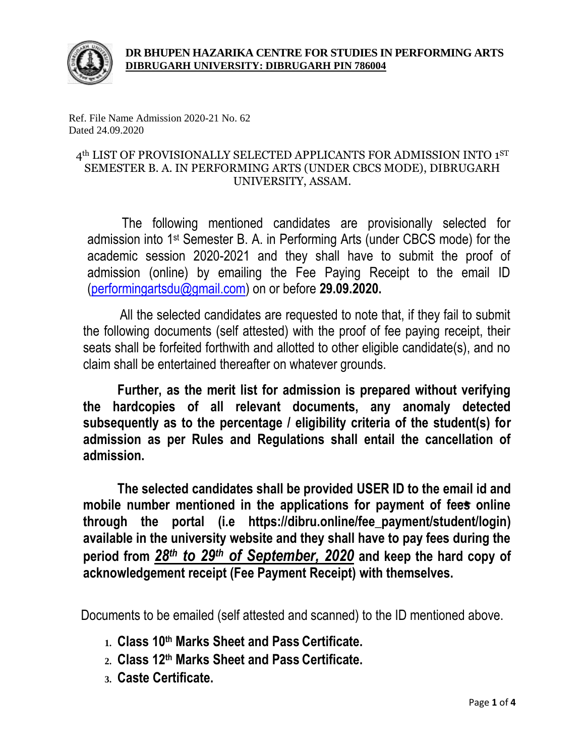**DR BHUPEN HAZARIKA CENTRE FOR STUDIES IN PERFORMING ARTS**
**DIBRUGARH UNIVERSITY: DIBRUGARH PIN 786004**

Ref. File Name Admission 2020-21 No. 62
Dated 24.09.2020

4th LIST OF PROVISIONALLY SELECTED APPLICANTS FOR ADMISSION INTO 1ST SEMESTER B. A. IN PERFORMING ARTS (UNDER CBCS MODE), DIBRUGARH UNIVERSITY, ASSAM.

The following mentioned candidates are provisionally selected for admission into 1st Semester B. A. in Performing Arts (under CBCS mode) for the academic session 2020-2021 and they shall have to submit the proof of admission (online) by emailing the Fee Paying Receipt to the email ID (performingartsdu@gmail.com) on or before **29.09.2020.**

All the selected candidates are requested to note that, if they fail to submit the following documents (self attested) with the proof of fee paying receipt, their seats shall be forfeited forthwith and allotted to other eligible candidate(s), and no claim shall be entertained thereafter on whatever grounds.

**Further, as the merit list for admission is prepared without verifying the hardcopies of all relevant documents, any anomaly detected subsequently as to the percentage / eligibility criteria of the student(s) for admission as per Rules and Regulations shall entail the cancellation of admission.**

**The selected candidates shall be provided USER ID to the email id and mobile number mentioned in the applications for payment of fees online through the portal (i.e https://dibru.online/fee_payment/student/login) available in the university website and they shall have to pay fees during the period from *28th to 29th of September, 2020* and keep the hard copy of acknowledgement receipt (Fee Payment Receipt) with themselves.**

Documents to be emailed (self attested and scanned) to the ID mentioned above.

1. **Class 10th Marks Sheet and Pass Certificate.**
2. **Class 12th Marks Sheet and Pass Certificate.**
3. **Caste Certificate.**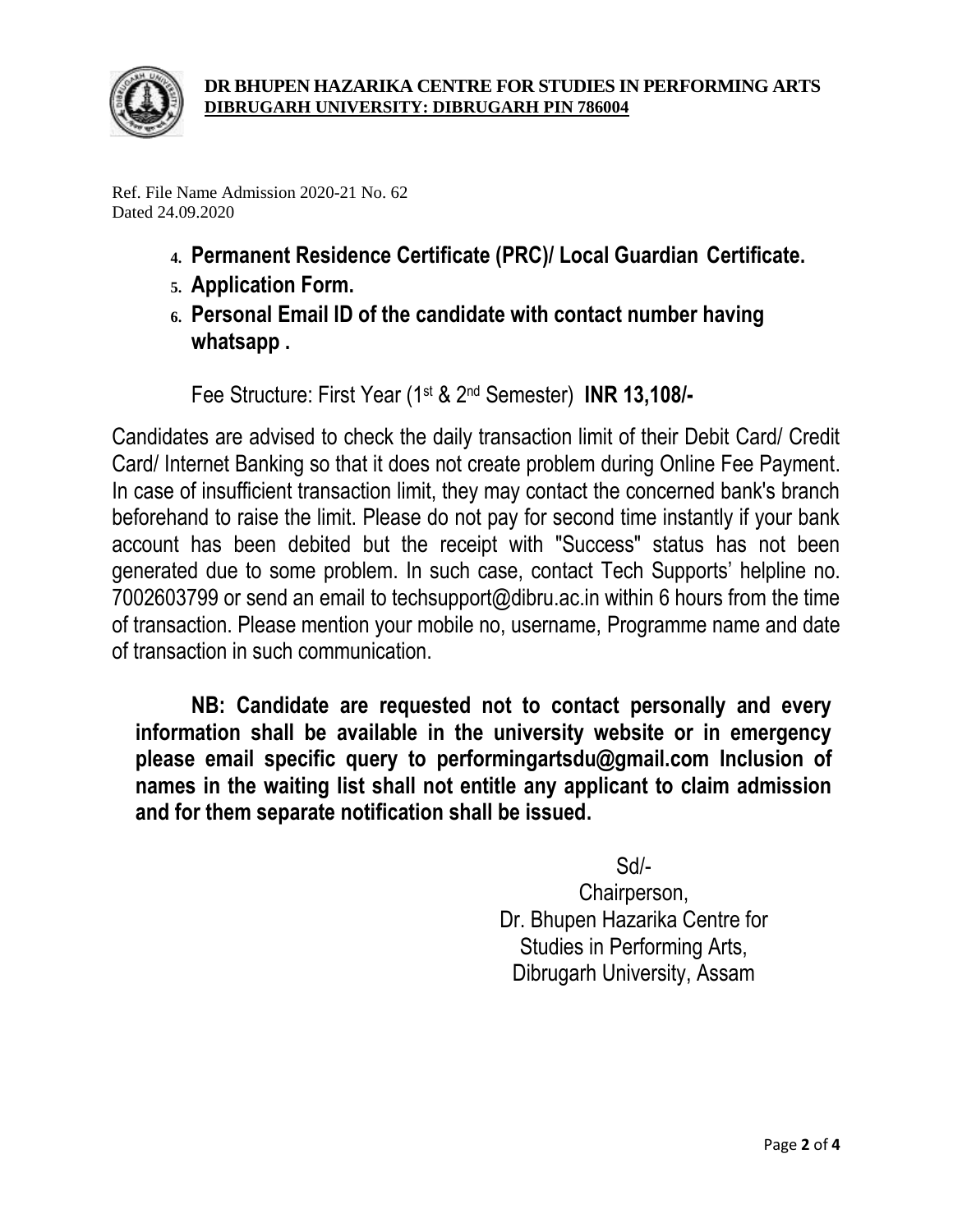**DR BHUPEN HAZARIKA CENTRE FOR STUDIES IN PERFORMING ARTS**
**DIBRUGARH UNIVERSITY: DIBRUGARH PIN 786004**

Ref. File Name Admission 2020-21 No. 62
Dated 24.09.2020

4. **Permanent Residence Certificate (PRC)/ Local Guardian Certificate.**
5. **Application Form.**
6. **Personal Email ID of the candidate with contact number having whatsapp .**

Fee Structure: First Year (1st & 2nd Semester) **INR 13,108/-**

Candidates are advised to check the daily transaction limit of their Debit Card/ Credit Card/ Internet Banking so that it does not create problem during Online Fee Payment. In case of insufficient transaction limit, they may contact the concerned bank's branch beforehand to raise the limit. Please do not pay for second time instantly if your bank account has been debited but the receipt with "Success" status has not been generated due to some problem. In such case, contact Tech Supports' helpline no. 7002603799 or send an email to techsupport@dibru.ac.in within 6 hours from the time of transaction. Please mention your mobile no, username, Programme name and date of transaction in such communication.

**NB: Candidate are requested not to contact personally and every information shall be available in the university website or in emergency please email specific query to performingartsdu@gmail.com Inclusion of names in the waiting list shall not entitle any applicant to claim admission and for them separate notification shall be issued.**

Sd/-
Chairperson,
Dr. Bhupen Hazarika Centre for
Studies in Performing Arts,
Dibrugarh University, Assam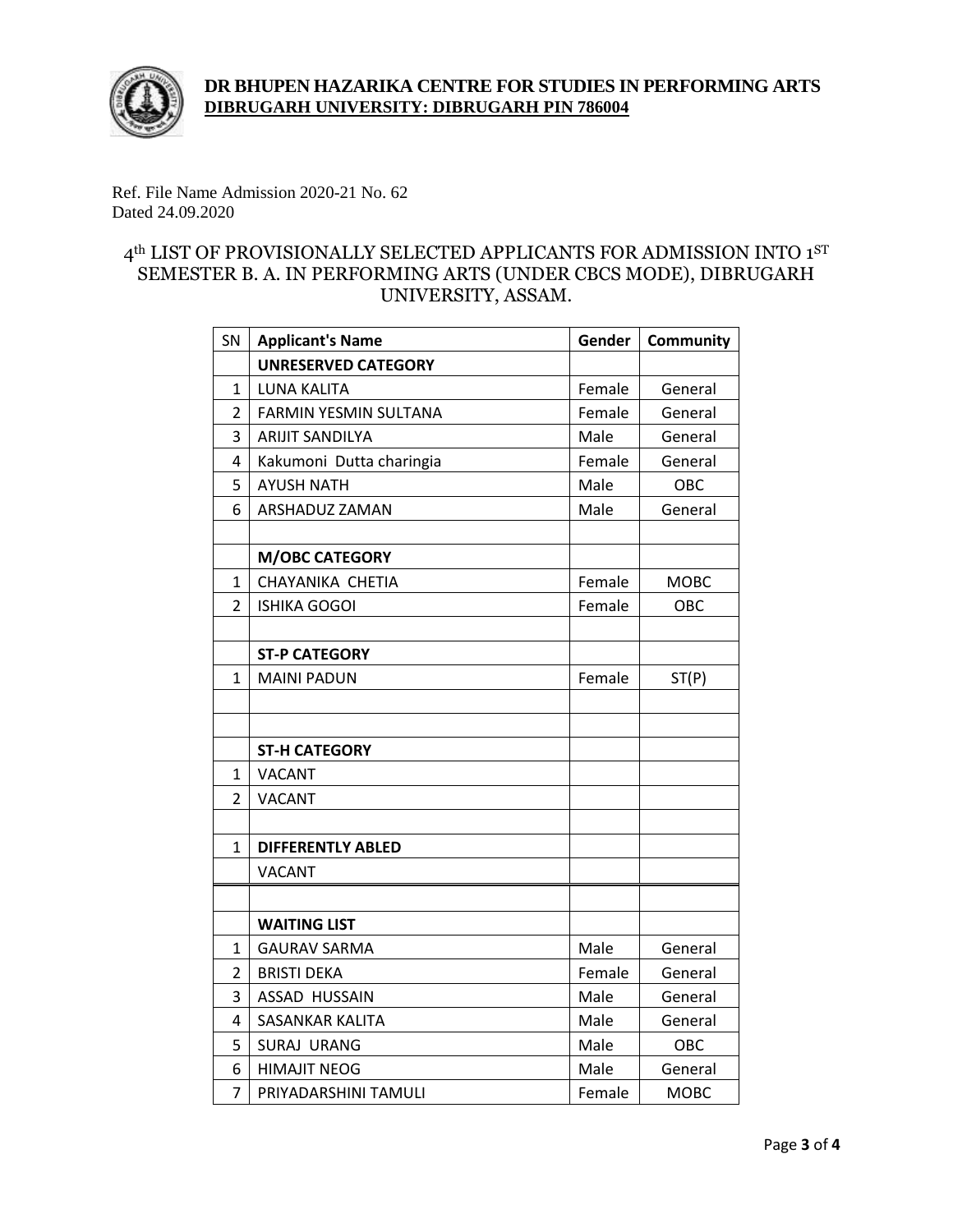**DR BHUPEN HAZARIKA CENTRE FOR STUDIES IN PERFORMING ARTS**
**DIBRUGARH UNIVERSITY: DIBRUGARH PIN 786004**

Ref. File Name Admission 2020-21 No. 62
Dated 24.09.2020

## 4th LIST OF PROVISIONALLY SELECTED APPLICANTS FOR ADMISSION INTO 1ST SEMESTER B. A. IN PERFORMING ARTS (UNDER CBCS MODE), DIBRUGARH UNIVERSITY, ASSAM.

| SN | Applicant's Name | Gender | Community |
|---|---|---|---|
| | **UNRESERVED CATEGORY** | | |
| 1 | LUNA KALITA | Female | General |
| 2 | FARMIN YESMIN SULTANA | Female | General |
| 3 | ARIJIT SANDILYA | Male | General |
| 4 | Kakumoni Dutta charingia | Female | General |
| 5 | AYUSH NATH | Male | OBC |
| 6 | ARSHADUZ ZAMAN | Male | General |
| | | | |
| | **M/OBC CATEGORY** | | |
| 1 | CHAYANIKA CHETIA | Female | MOBC |
| 2 | ISHIKA GOGOI | Female | OBC |
| | | | |
| | **ST-P CATEGORY** | | |
| 1 | MAINI PADUN | Female | ST(P) |
| | | | |
| | | | |
| | **ST-H CATEGORY** | | |
| 1 | VACANT | | |
| 2 | VACANT | | |
| | | | |
| 1 | **DIFFERENTLY ABLED** | | |
| | VACANT | | |
| | | | |
| | **WAITING LIST** | | |
| 1 | GAURAV SARMA | Male | General |
| 2 | BRISTI DEKA | Female | General |
| 3 | ASSAD HUSSAIN | Male | General |
| 4 | SASANKAR KALITA | Male | General |
| 5 | SURAJ URANG | Male | OBC |
| 6 | HIMAJIT NEOG | Male | General |
| 7 | PRIYADARSHINI TAMULI | Female | MOBC |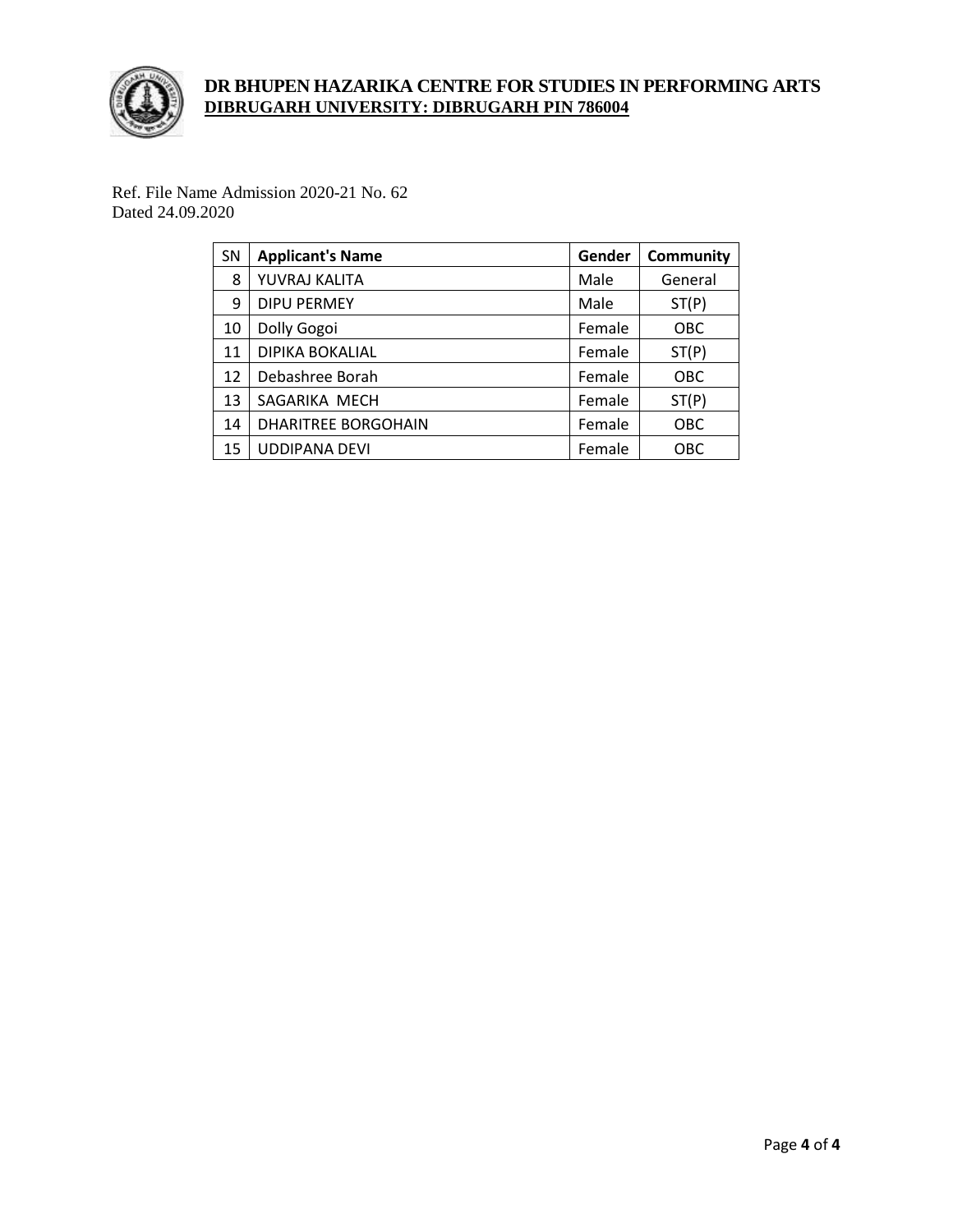**DR BHUPEN HAZARIKA CENTRE FOR STUDIES IN PERFORMING ARTS**
**DIBRUGARH UNIVERSITY: DIBRUGARH PIN 786004**

Ref. File Name Admission 2020-21 No. 62
Dated 24.09.2020

| SN | Applicant's Name | Gender | Community |
|---|---|---|---|
| 8 | YUVRAJ KALITA | Male | General |
| 9 | DIPU PERMEY | Male | ST(P) |
| 10 | Dolly Gogoi | Female | OBC |
| 11 | DIPIKA BOKALIAL | Female | ST(P) |
| 12 | Debashree Borah | Female | OBC |
| 13 | SAGARIKA MECH | Female | ST(P) |
| 14 | DHARITREE BORGOHAIN | Female | OBC |
| 15 | UDDIPANA DEVI | Female | OBC |